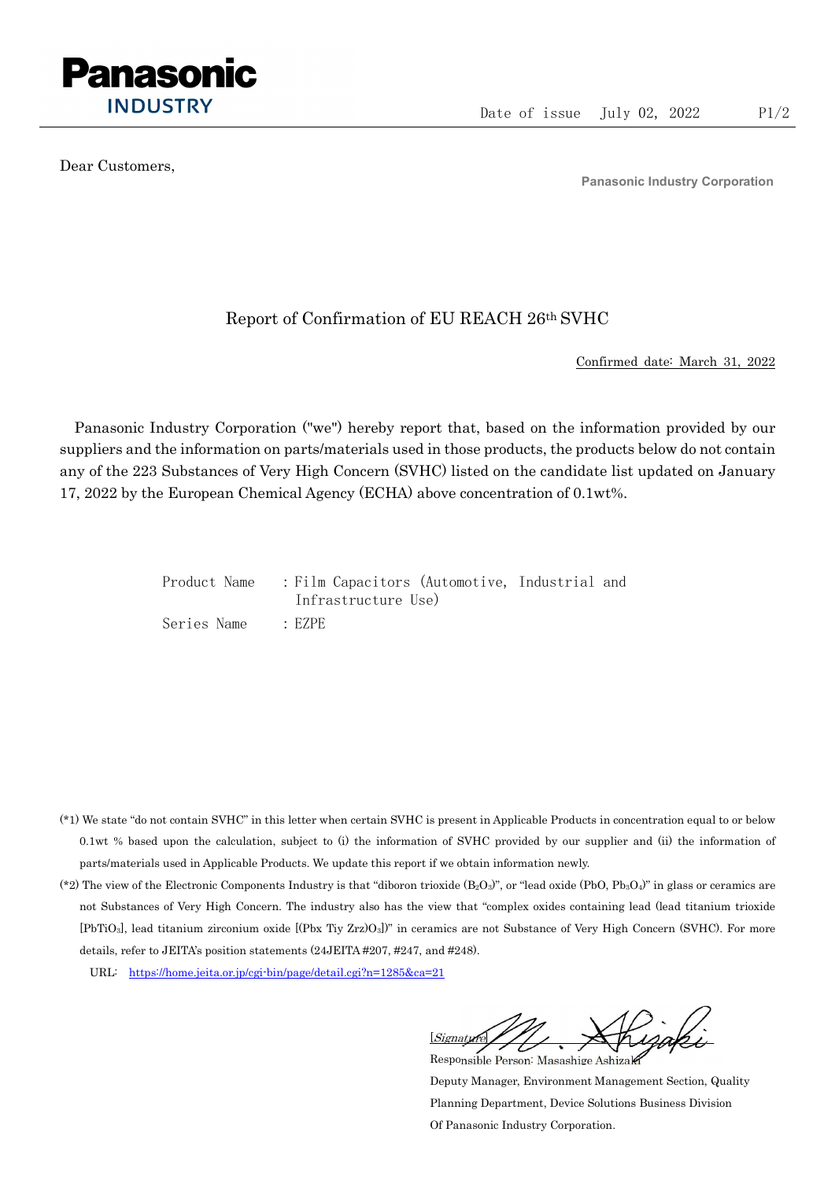Panasonic INDUSTRY

Date of issue July 02, 2022

Dear Customers,

**Panasonic Industry Corporation**

## Report of Confirmation of EU REACH 26th SVHC

Confirmed date: March 31, 2022

Panasonic Industry Corporation ("we") hereby report that, based on the information provided by our suppliers and the information on parts/materials used in those products, the products below do not contain any of the 223 Substances of Very High Concern (SVHC) listed on the candidate list updated on January 17, 2022 by the European Chemical Agency (ECHA) above concentration of 0.1wt%.

Product Name : Film Capacitors (Automotive, Industrial and Infrastructure Use)

Series Name : EZPE

(*1) We state "do not contain SVHC" in this letter when certain SVHC is present in Applicable Products in concentration equal to or below 0.1wt % based upon the calculation, subject to (i) the information of SVHC provided by our supplier and (ii) the information of parts/materials used in Applicable Products. We update this report if we obtain information newly.

(*2) The view of the Electronic Components Industry is that "diboron trioxide ($B_2O_3$)", or "lead oxide (PbO, $Pb_3O_4$)" in glass or ceramics are not Substances of Very High Concern. The industry also has the view that "complex oxides containing lead (lead titanium trioxide [$PbTiO_3$], lead titanium zirconium oxide [(Pbx Tiy Zrz)$O_3$])" in ceramics are not Substance of Very High Concern (SVHC). For more details, refer to JEITA's position statements (24JEITA #207, #247, and #248).

URL: https://home.jeita.or.jp/cgi-bin/page/detail.cgi?n=1285&ca=21

[Signature]

Responsible Person: Masashige Ashizaki

Deputy Manager, Environment Management Section, Quality Planning Department, Device Solutions Business Division Of Panasonic Industry Corporation.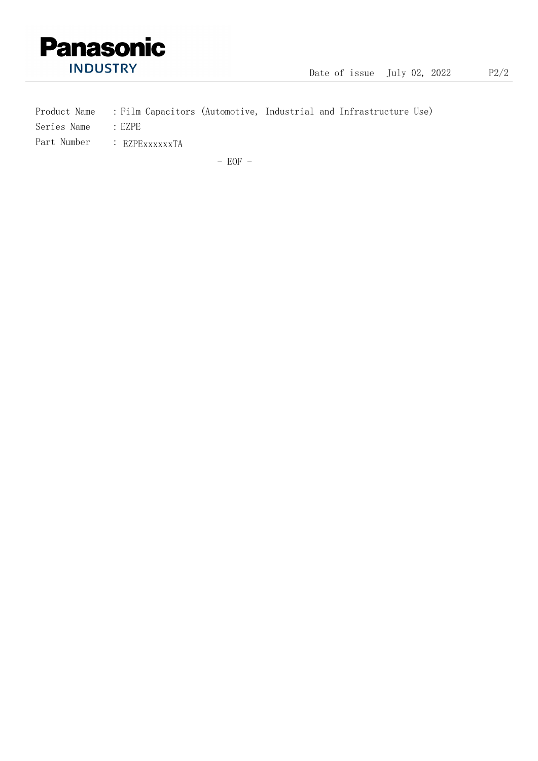Product Name : Film Capacitors (Automotive, Industrial and Infrastructure Use)

Series Name : EZPE

Part Number : EZPExxxxxxTA

- EOF -